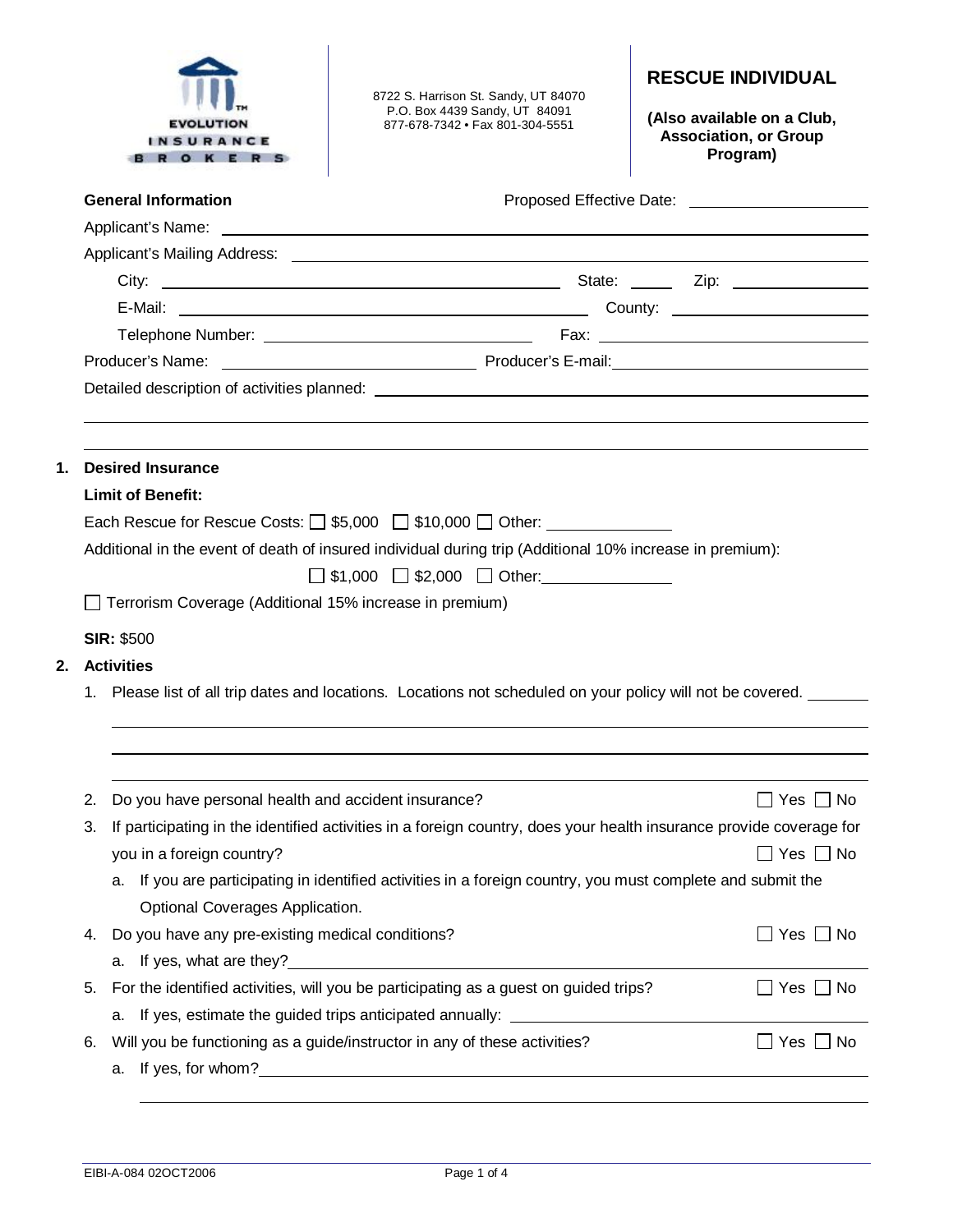EVOLUTION INSURANCE BROKERS

8722 S. Harrison St. Sandy, UT 84070
P.O. Box 4439 Sandy, UT 84091
877-678-7342 • Fax 801-304-5551

# RESCUE INDIVIDUAL

**(Also available on a Club, Association, or Group Program)**

**General Information** Proposed Effective Date: ____________________

Applicant's Name: ____________________

Applicant's Mailing Address: ____________________

City: ____________________ State: ______ Zip: ____________________

E-Mail: ____________________ County: ____________________

Telephone Number: ____________________ Fax: ____________________

Producer's Name: ____________________ Producer's E-mail: ____________________

Detailed description of activities planned: ____________________

## 1. Desired Insurance

**Limit of Benefit:**

Each Rescue for Rescue Costs: ☐ $5,000 ☐ $10,000 ☐ Other: ______________

Additional in the event of death of insured individual during trip (Additional 10% increase in premium):

☐ $1,000 ☐ $2,000 ☐ Other: ______________

☐ Terrorism Coverage (Additional 15% increase in premium)

**SIR:** $500

## 2. Activities

1. Please list of all trip dates and locations. Locations not scheduled on your policy will not be covered. ____________________
2. Do you have personal health and accident insurance? ☐ Yes ☐ No
3. If participating in the identified activities in a foreign country, does your health insurance provide coverage for you in a foreign country? ☐ Yes ☐ No
   a. If you are participating in identified activities in a foreign country, you must complete and submit the Optional Coverages Application.
4. Do you have any pre-existing medical conditions? ☐ Yes ☐ No
   a. If yes, what are they? ____________________
5. For the identified activities, will you be participating as a guest on guided trips? ☐ Yes ☐ No
   a. If yes, estimate the guided trips anticipated annually: ____________________
6. Will you be functioning as a guide/instructor in any of these activities? ☐ Yes ☐ No
   a. If yes, for whom? ____________________

EIBI-A-084 02OCT2006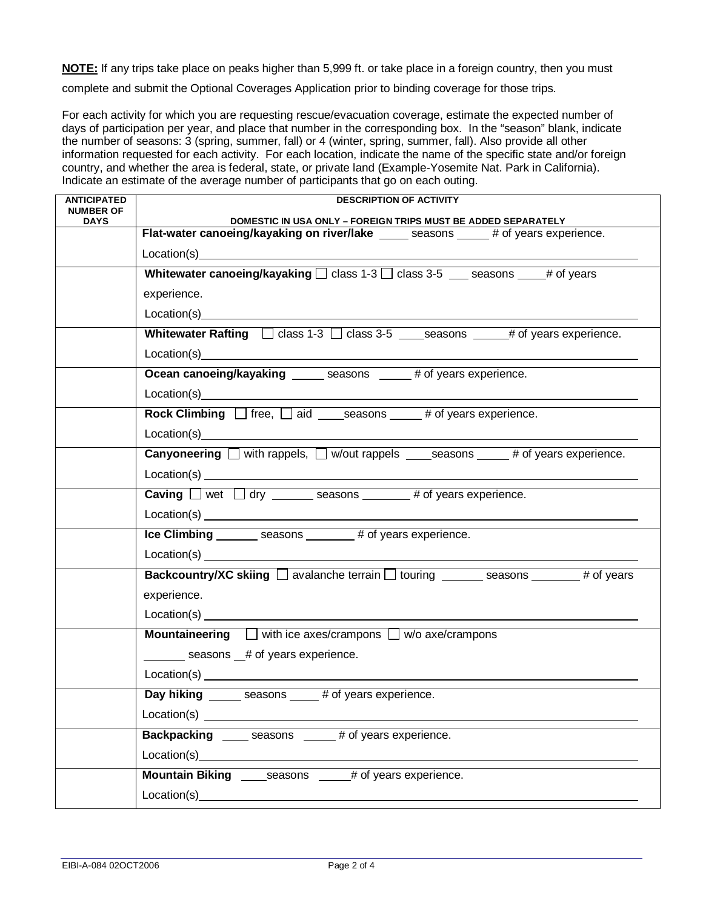**NOTE:** If any trips take place on peaks higher than 5,999 ft. or take place in a foreign country, then you must complete and submit the Optional Coverages Application prior to binding coverage for those trips.

For each activity for which you are requesting rescue/evacuation coverage, estimate the expected number of days of participation per year, and place that number in the corresponding box. In the "season" blank, indicate the number of seasons: 3 (spring, summer, fall) or 4 (winter, spring, summer, fall). Also provide all other information requested for each activity. For each location, indicate the name of the specific state and/or foreign country, and whether the area is federal, state, or private land (Example-Yosemite Nat. Park in California). Indicate an estimate of the average number of participants that go on each outing.

| ANTICIPATED NUMBER OF DAYS | DESCRIPTION OF ACTIVITY<br>DOMESTIC IN USA ONLY – FOREIGN TRIPS MUST BE ADDED SEPARATELY |
|---|---|
| | **Flat-water canoeing/kayaking on river/lake** _____ seasons _____ # of years experience.<br>Location(s)______________________ |
| | **Whitewater canoeing/kayaking** ☐ class 1-3 ☐ class 3-5 ___ seasons _____# of years experience.<br>Location(s)______________________ |
| | **Whitewater Rafting** ☐ class 1-3 ☐ class 3-5 ____seasons ______# of years experience.<br>Location(s)______________________ |
| | **Ocean canoeing/kayaking** _____ seasons _____ # of years experience.<br>Location(s)______________________ |
| | **Rock Climbing** ☐ free, ☐ aid ____seasons _____ # of years experience.<br>Location(s)______________________ |
| | **Canyoneering** ☐ with rappels, ☐ w/out rappels ____seasons _____ # of years experience.<br>Location(s)______________________ |
| | **Caving** ☐ wet ☐ dry _______ seasons ________ # of years experience.<br>Location(s)______________________ |
| | **Ice Climbing** _______ seasons ________ # of years experience.<br>Location(s)______________________ |
| | **Backcountry/XC skiing** ☐ avalanche terrain ☐ touring _______ seasons ________ # of years experience.<br>Location(s)______________________ |
| | **Mountaineering** ☐ with ice axes/crampons ☐ w/o axe/crampons<br>_______ seasons __# of years experience.<br>Location(s)______________________ |
| | **Day hiking** _____ seasons _____ # of years experience.<br>Location(s)______________________ |
| | **Backpacking** _____ seasons _____ # of years experience.<br>Location(s)______________________ |
| | **Mountain Biking** ____seasons _____# of years experience.<br>Location(s)______________________ |

EIBI-A-084 02OCT2006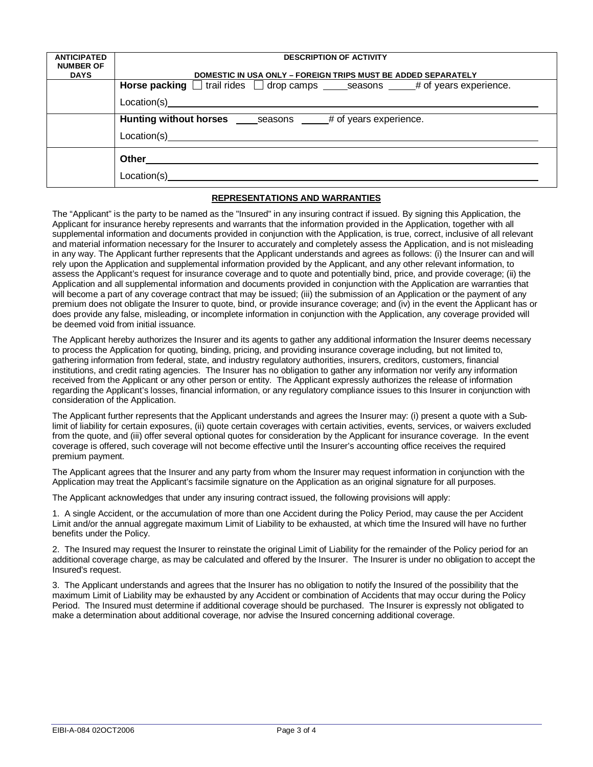| ANTICIPATED NUMBER OF DAYS | DESCRIPTION OF ACTIVITY<br><br>DOMESTIC IN USA ONLY – FOREIGN TRIPS MUST BE ADDED SEPARATELY |
|---|---|
| | **Horse packing** ☐ trail rides ☐ drop camps _____seasons _____# of years experience.<br><br>Location(s)________________________________________ |
| | **Hunting without horses** ____seasons _____# of years experience.<br><br>Location(s)________________________________________ |
| | **Other**________________________________________<br><br>Location(s)________________________________________ |

## REPRESENTATIONS AND WARRANTIES

The "Applicant" is the party to be named as the "Insured" in any insuring contract if issued. By signing this Application, the Applicant for insurance hereby represents and warrants that the information provided in the Application, together with all supplemental information and documents provided in conjunction with the Application, is true, correct, inclusive of all relevant and material information necessary for the Insurer to accurately and completely assess the Application, and is not misleading in any way. The Applicant further represents that the Applicant understands and agrees as follows: (i) the Insurer can and will rely upon the Application and supplemental information provided by the Applicant, and any other relevant information, to assess the Applicant's request for insurance coverage and to quote and potentially bind, price, and provide coverage; (ii) the Application and all supplemental information and documents provided in conjunction with the Application are warranties that will become a part of any coverage contract that may be issued; (iii) the submission of an Application or the payment of any premium does not obligate the Insurer to quote, bind, or provide insurance coverage; and (iv) in the event the Applicant has or does provide any false, misleading, or incomplete information in conjunction with the Application, any coverage provided will be deemed void from initial issuance.

The Applicant hereby authorizes the Insurer and its agents to gather any additional information the Insurer deems necessary to process the Application for quoting, binding, pricing, and providing insurance coverage including, but not limited to, gathering information from federal, state, and industry regulatory authorities, insurers, creditors, customers, financial institutions, and credit rating agencies. The Insurer has no obligation to gather any information nor verify any information received from the Applicant or any other person or entity. The Applicant expressly authorizes the release of information regarding the Applicant's losses, financial information, or any regulatory compliance issues to this Insurer in conjunction with consideration of the Application.

The Applicant further represents that the Applicant understands and agrees the Insurer may: (i) present a quote with a Sub-limit of liability for certain exposures, (ii) quote certain coverages with certain activities, events, services, or waivers excluded from the quote, and (iii) offer several optional quotes for consideration by the Applicant for insurance coverage. In the event coverage is offered, such coverage will not become effective until the Insurer's accounting office receives the required premium payment.

The Applicant agrees that the Insurer and any party from whom the Insurer may request information in conjunction with the Application may treat the Applicant's facsimile signature on the Application as an original signature for all purposes.

The Applicant acknowledges that under any insuring contract issued, the following provisions will apply:

1. A single Accident, or the accumulation of more than one Accident during the Policy Period, may cause the per Accident Limit and/or the annual aggregate maximum Limit of Liability to be exhausted, at which time the Insured will have no further benefits under the Policy.

2. The Insured may request the Insurer to reinstate the original Limit of Liability for the remainder of the Policy period for an additional coverage charge, as may be calculated and offered by the Insurer. The Insurer is under no obligation to accept the Insured's request.

3. The Applicant understands and agrees that the Insurer has no obligation to notify the Insured of the possibility that the maximum Limit of Liability may be exhausted by any Accident or combination of Accidents that may occur during the Policy Period. The Insured must determine if additional coverage should be purchased. The Insurer is expressly not obligated to make a determination about additional coverage, nor advise the Insured concerning additional coverage.

EIBI-A-084 02OCT2006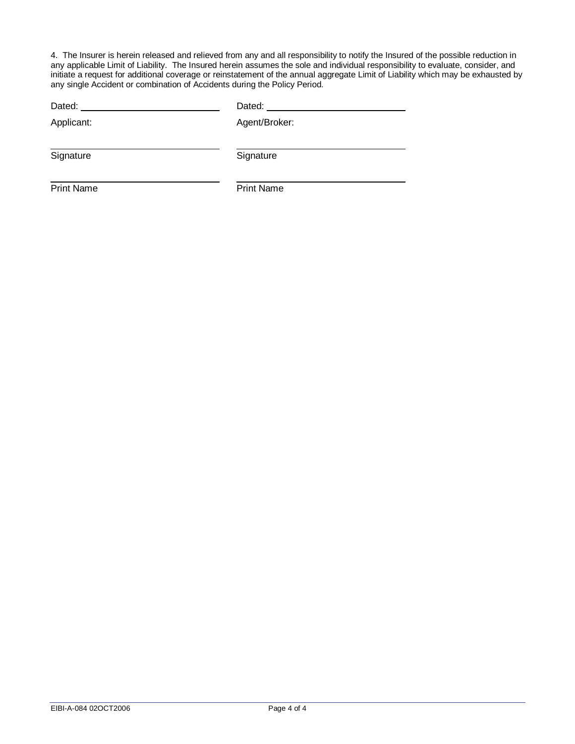4. The Insurer is herein released and relieved from any and all responsibility to notify the Insured of the possible reduction in any applicable Limit of Liability. The Insured herein assumes the sole and individual responsibility to evaluate, consider, and initiate a request for additional coverage or reinstatement of the annual aggregate Limit of Liability which may be exhausted by any single Accident or combination of Accidents during the Policy Period.

| | |
|---|---|
| Dated: ____________________ | Dated: ____________________ |
| Applicant: | Agent/Broker: |
| ____________________ | ____________________ |
| Signature | Signature |
| ____________________ | ____________________ |
| Print Name | Print Name |

EIBI-A-084 02OCT2006